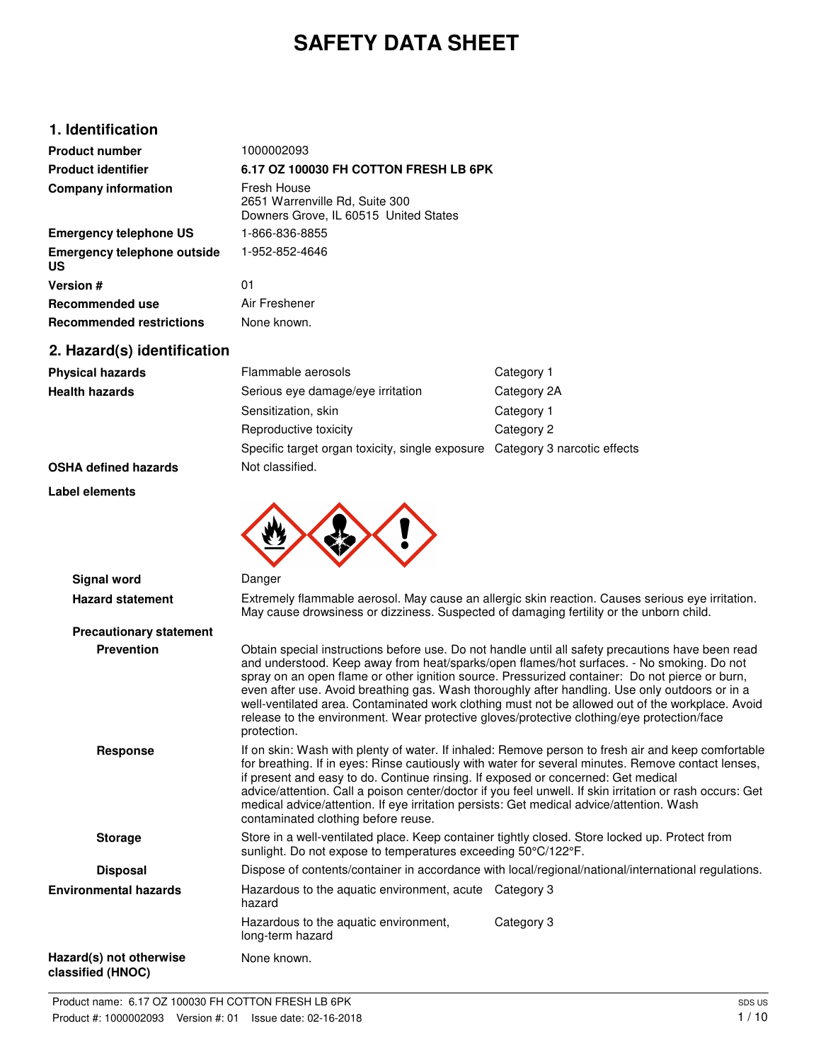# SAFETY DATA SHEET

## 1. Identification

| | |
|---|---|
| **Product number** | 1000002093 |
| **Product identifier** | **6.17 OZ 100030 FH COTTON FRESH LB 6PK** |
| **Company information** | Fresh House<br>2651 Warrenville Rd, Suite 300<br>Downers Grove, IL 60515 United States |
| **Emergency telephone US** | 1-866-836-8855 |
| **Emergency telephone outside US** | 1-952-852-4646 |
| **Version #** | 01 |
| **Recommended use** | Air Freshener |
| **Recommended restrictions** | None known. |

## 2. Hazard(s) identification

| | | |
|---|---|---|
| **Physical hazards** | Flammable aerosols | Category 1 |
| **Health hazards** | Serious eye damage/eye irritation | Category 2A |
| | Sensitization, skin | Category 1 |
| | Reproductive toxicity | Category 2 |
| | Specific target organ toxicity, single exposure | Category 3 narcotic effects |
| **OSHA defined hazards** | Not classified. | |

**Label elements**

**Signal word** Danger

**Hazard statement** Extremely flammable aerosol. May cause an allergic skin reaction. Causes serious eye irritation. May cause drowsiness or dizziness. Suspected of damaging fertility or the unborn child.

**Precautionary statement**

**Prevention** Obtain special instructions before use. Do not handle until all safety precautions have been read and understood. Keep away from heat/sparks/open flames/hot surfaces. - No smoking. Do not spray on an open flame or other ignition source. Pressurized container: Do not pierce or burn, even after use. Avoid breathing gas. Wash thoroughly after handling. Use only outdoors or in a well-ventilated area. Contaminated work clothing must not be allowed out of the workplace. Avoid release to the environment. Wear protective gloves/protective clothing/eye protection/face protection.

**Response** If on skin: Wash with plenty of water. If inhaled: Remove person to fresh air and keep comfortable for breathing. If in eyes: Rinse cautiously with water for several minutes. Remove contact lenses, if present and easy to do. Continue rinsing. If exposed or concerned: Get medical advice/attention. Call a poison center/doctor if you feel unwell. If skin irritation or rash occurs: Get medical advice/attention. If eye irritation persists: Get medical advice/attention. Wash contaminated clothing before reuse.

**Storage** Store in a well-ventilated place. Keep container tightly closed. Store locked up. Protect from sunlight. Do not expose to temperatures exceeding 50°C/122°F.

**Disposal** Dispose of contents/container in accordance with local/regional/national/international regulations.

| | | |
|---|---|---|
| **Environmental hazards** | Hazardous to the aquatic environment, acute hazard | Category 3 |
| | Hazardous to the aquatic environment, long-term hazard | Category 3 |
| **Hazard(s) not otherwise classified (HNOC)** | None known. | |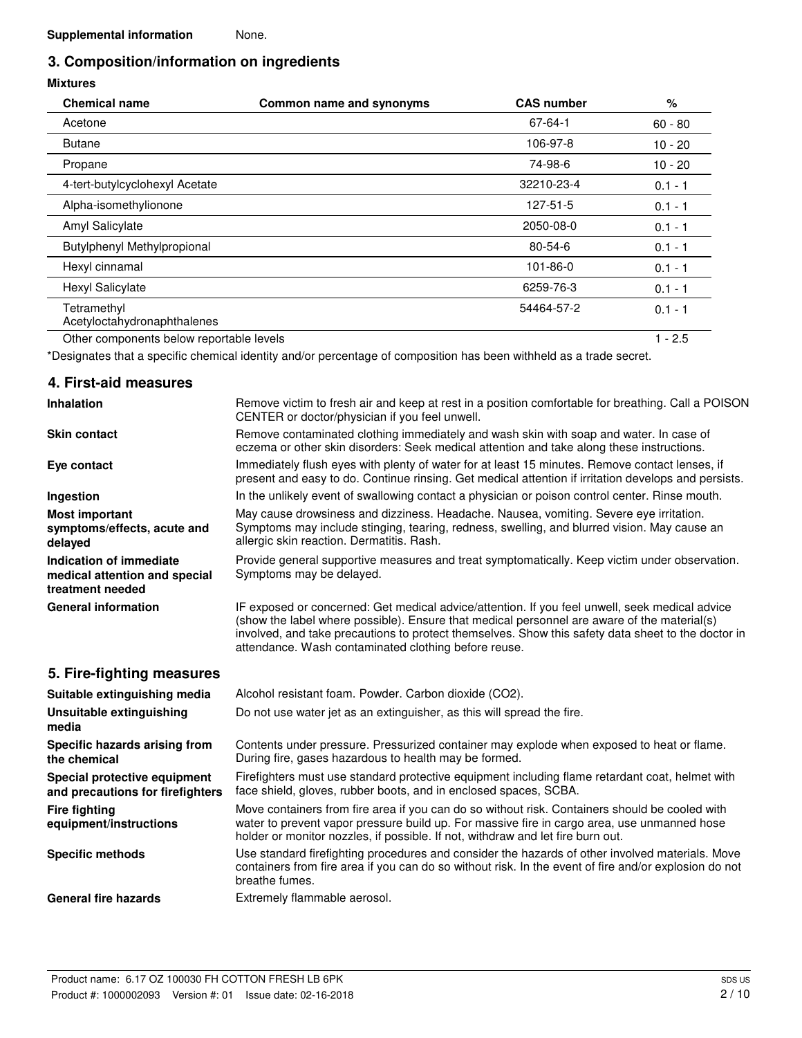**Supplemental information** None.

## 3. Composition/information on ingredients

**Mixtures**

| Chemical name | Common name and synonyms | CAS number | % |
|---|---|---|---|
| Acetone | | 67-64-1 | 60 - 80 |
| Butane | | 106-97-8 | 10 - 20 |
| Propane | | 74-98-6 | 10 - 20 |
| 4-tert-butylcyclohexyl Acetate | | 32210-23-4 | 0.1 - 1 |
| Alpha-isomethylionone | | 127-51-5 | 0.1 - 1 |
| Amyl Salicylate | | 2050-08-0 | 0.1 - 1 |
| Butylphenyl Methylpropional | | 80-54-6 | 0.1 - 1 |
| Hexyl cinnamal | | 101-86-0 | 0.1 - 1 |
| Hexyl Salicylate | | 6259-76-3 | 0.1 - 1 |
| Tetramethyl Acetyloctahydronaphthalenes | | 54464-57-2 | 0.1 - 1 |
| Other components below reportable levels | | | 1 - 2.5 |

*Designates that a specific chemical identity and/or percentage of composition has been withheld as a trade secret.

## 4. First-aid measures

**Inhalation**
Remove victim to fresh air and keep at rest in a position comfortable for breathing. Call a POISON CENTER or doctor/physician if you feel unwell.

**Skin contact**
Remove contaminated clothing immediately and wash skin with soap and water. In case of eczema or other skin disorders: Seek medical attention and take along these instructions.

**Eye contact**
Immediately flush eyes with plenty of water for at least 15 minutes. Remove contact lenses, if present and easy to do. Continue rinsing. Get medical attention if irritation develops and persists.

**Ingestion**
In the unlikely event of swallowing contact a physician or poison control center. Rinse mouth.

**Most important symptoms/effects, acute and delayed**
May cause drowsiness and dizziness. Headache. Nausea, vomiting. Severe eye irritation. Symptoms may include stinging, tearing, redness, swelling, and blurred vision. May cause an allergic skin reaction. Dermatitis. Rash.

**Indication of immediate medical attention and special treatment needed**
Provide general supportive measures and treat symptomatically. Keep victim under observation. Symptoms may be delayed.

**General information**
IF exposed or concerned: Get medical advice/attention. If you feel unwell, seek medical advice (show the label where possible). Ensure that medical personnel are aware of the material(s) involved, and take precautions to protect themselves. Show this safety data sheet to the doctor in attendance. Wash contaminated clothing before reuse.

## 5. Fire-fighting measures

**Suitable extinguishing media**
Alcohol resistant foam. Powder. Carbon dioxide ($CO_2$).

**Unsuitable extinguishing media**
Do not use water jet as an extinguisher, as this will spread the fire.

**Specific hazards arising from the chemical**
Contents under pressure. Pressurized container may explode when exposed to heat or flame. During fire, gases hazardous to health may be formed.

**Special protective equipment and precautions for firefighters**
Firefighters must use standard protective equipment including flame retardant coat, helmet with face shield, gloves, rubber boots, and in enclosed spaces, SCBA.

**Fire fighting equipment/instructions**
Move containers from fire area if you can do so without risk. Containers should be cooled with water to prevent vapor pressure build up. For massive fire in cargo area, use unmanned hose holder or monitor nozzles, if possible. If not, withdraw and let fire burn out.

**Specific methods**
Use standard firefighting procedures and consider the hazards of other involved materials. Move containers from fire area if you can do so without risk. In the event of fire and/or explosion do not breathe fumes.

**General fire hazards**
Extremely flammable aerosol.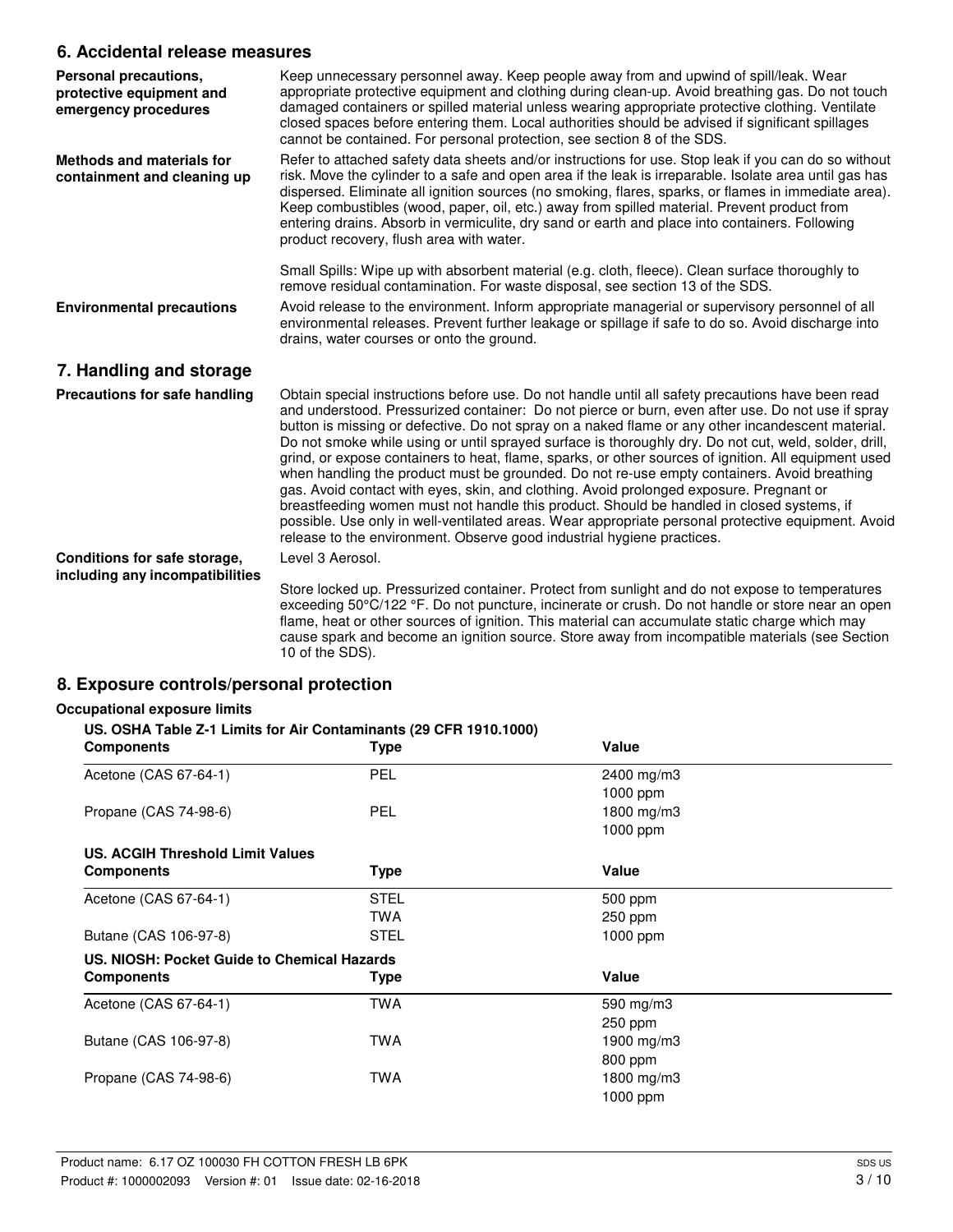## 6. Accidental release measures

**Personal precautions, protective equipment and emergency procedures**

Keep unnecessary personnel away. Keep people away from and upwind of spill/leak. Wear appropriate protective equipment and clothing during clean-up. Avoid breathing gas. Do not touch damaged containers or spilled material unless wearing appropriate protective clothing. Ventilate closed spaces before entering them. Local authorities should be advised if significant spillages cannot be contained. For personal protection, see section 8 of the SDS.

**Methods and materials for containment and cleaning up**

Refer to attached safety data sheets and/or instructions for use. Stop leak if you can do so without risk. Move the cylinder to a safe and open area if the leak is irreparable. Isolate area until gas has dispersed. Eliminate all ignition sources (no smoking, flares, sparks, or flames in immediate area). Keep combustibles (wood, paper, oil, etc.) away from spilled material. Prevent product from entering drains. Absorb in vermiculite, dry sand or earth and place into containers. Following product recovery, flush area with water.

Small Spills: Wipe up with absorbent material (e.g. cloth, fleece). Clean surface thoroughly to remove residual contamination. For waste disposal, see section 13 of the SDS.

**Environmental precautions**

Avoid release to the environment. Inform appropriate managerial or supervisory personnel of all environmental releases. Prevent further leakage or spillage if safe to do so. Avoid discharge into drains, water courses or onto the ground.

## 7. Handling and storage

**Precautions for safe handling**

Obtain special instructions before use. Do not handle until all safety precautions have been read and understood. Pressurized container: Do not pierce or burn, even after use. Do not use if spray button is missing or defective. Do not spray on a naked flame or any other incandescent material. Do not smoke while using or until sprayed surface is thoroughly dry. Do not cut, weld, solder, drill, grind, or expose containers to heat, flame, sparks, or other sources of ignition. All equipment used when handling the product must be grounded. Do not re-use empty containers. Avoid breathing gas. Avoid contact with eyes, skin, and clothing. Avoid prolonged exposure. Pregnant or breastfeeding women must not handle this product. Should be handled in closed systems, if possible. Use only in well-ventilated areas. Wear appropriate personal protective equipment. Avoid release to the environment. Observe good industrial hygiene practices.

**Conditions for safe storage, including any incompatibilities**

Level 3 Aerosol.

Store locked up. Pressurized container. Protect from sunlight and do not expose to temperatures exceeding 50°C/122 °F. Do not puncture, incinerate or crush. Do not handle or store near an open flame, heat or other sources of ignition. This material can accumulate static charge which may cause spark and become an ignition source. Store away from incompatible materials (see Section 10 of the SDS).

## 8. Exposure controls/personal protection

**Occupational exposure limits**

**US. OSHA Table Z-1 Limits for Air Contaminants (29 CFR 1910.1000)**

| Components | Type | Value |
|---|---|---|
| Acetone (CAS 67-64-1) | PEL | 2400 mg/m3 |
| | | 1000 ppm |
| Propane (CAS 74-98-6) | PEL | 1800 mg/m3 |
| | | 1000 ppm |

**US. ACGIH Threshold Limit Values**

| Components | Type | Value |
|---|---|---|
| Acetone (CAS 67-64-1) | STEL | 500 ppm |
| | TWA | 250 ppm |
| Butane (CAS 106-97-8) | STEL | 1000 ppm |

**US. NIOSH: Pocket Guide to Chemical Hazards**

| Components | Type | Value |
|---|---|---|
| Acetone (CAS 67-64-1) | TWA | 590 mg/m3 |
| | | 250 ppm |
| Butane (CAS 106-97-8) | TWA | 1900 mg/m3 |
| | | 800 ppm |
| Propane (CAS 74-98-6) | TWA | 1800 mg/m3 |
| | | 1000 ppm |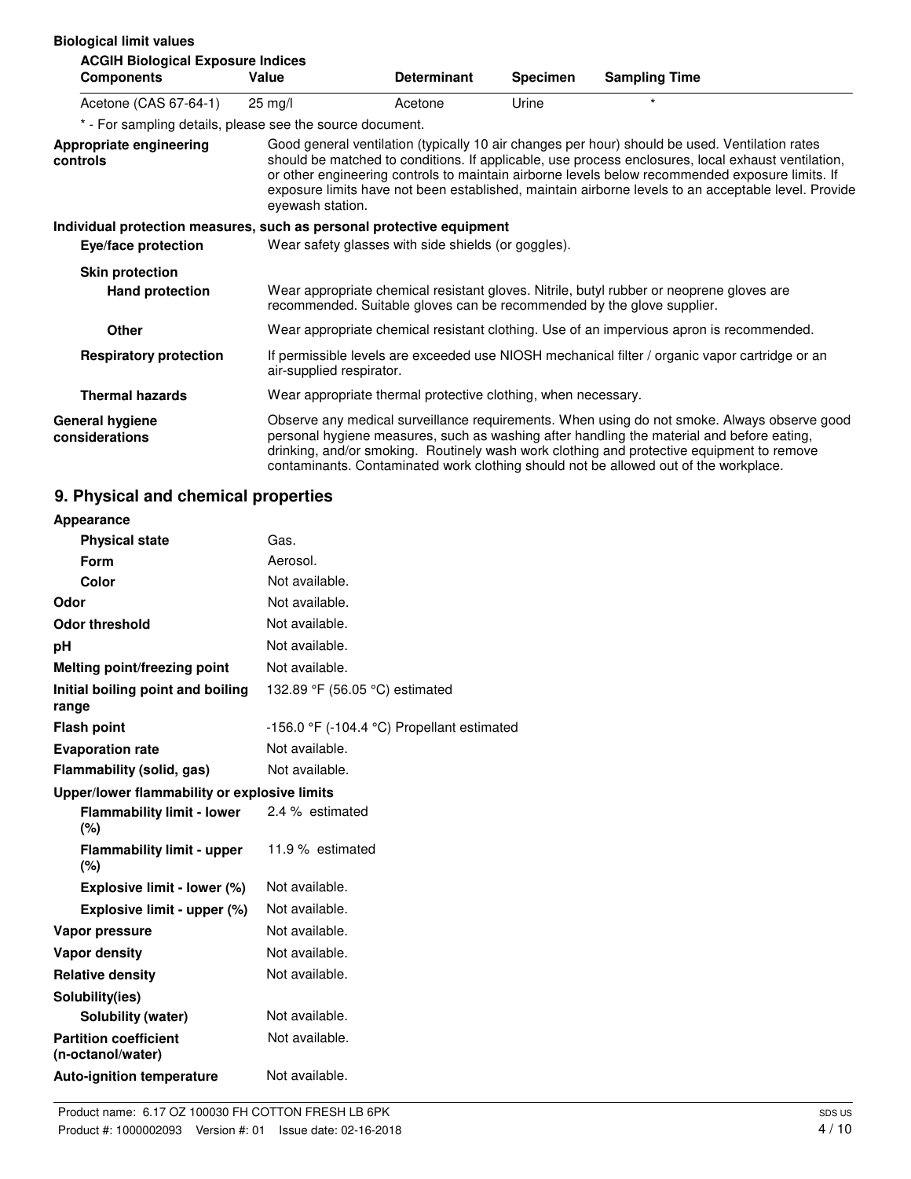**Biological limit values**

**ACGIH Biological Exposure Indices**

| Components | Value | Determinant | Specimen | Sampling Time |
|---|---|---|---|---|
| Acetone (CAS 67-64-1) | 25 mg/l | Acetone | Urine | * |

\* - For sampling details, please see the source document.

**Appropriate engineering controls**

Good general ventilation (typically 10 air changes per hour) should be used. Ventilation rates should be matched to conditions. If applicable, use process enclosures, local exhaust ventilation, or other engineering controls to maintain airborne levels below recommended exposure limits. If exposure limits have not been established, maintain airborne levels to an acceptable level. Provide eyewash station.

**Individual protection measures, such as personal protective equipment**

**Eye/face protection**

Wear safety glasses with side shields (or goggles).

**Skin protection**

**Hand protection**

Wear appropriate chemical resistant gloves. Nitrile, butyl rubber or neoprene gloves are recommended. Suitable gloves can be recommended by the glove supplier.

**Other**

Wear appropriate chemical resistant clothing. Use of an impervious apron is recommended.

**Respiratory protection**

If permissible levels are exceeded use NIOSH mechanical filter / organic vapor cartridge or an air-supplied respirator.

**Thermal hazards**

Wear appropriate thermal protective clothing, when necessary.

**General hygiene considerations**

Observe any medical surveillance requirements. When using do not smoke. Always observe good personal hygiene measures, such as washing after handling the material and before eating, drinking, and/or smoking. Routinely wash work clothing and protective equipment to remove contaminants. Contaminated work clothing should not be allowed out of the workplace.

## 9. Physical and chemical properties

**Appearance**

| | |
|---|---|
| **Physical state** | Gas. |
| **Form** | Aerosol. |
| **Color** | Not available. |
| **Odor** | Not available. |
| **Odor threshold** | Not available. |
| **pH** | Not available. |
| **Melting point/freezing point** | Not available. |
| **Initial boiling point and boiling range** | 132.89 °F (56.05 °C) estimated |
| **Flash point** | -156.0 °F (-104.4 °C) Propellant estimated |
| **Evaporation rate** | Not available. |
| **Flammability (solid, gas)** | Not available. |

**Upper/lower flammability or explosive limits**

| | |
|---|---|
| **Flammability limit - lower (%)** | 2.4 % estimated |
| **Flammability limit - upper (%)** | 11.9 % estimated |
| **Explosive limit - lower (%)** | Not available. |
| **Explosive limit - upper (%)** | Not available. |
| **Vapor pressure** | Not available. |
| **Vapor density** | Not available. |
| **Relative density** | Not available. |

**Solubility(ies)**

| | |
|---|---|
| **Solubility (water)** | Not available. |
| **Partition coefficient (n-octanol/water)** | Not available. |
| **Auto-ignition temperature** | Not available. |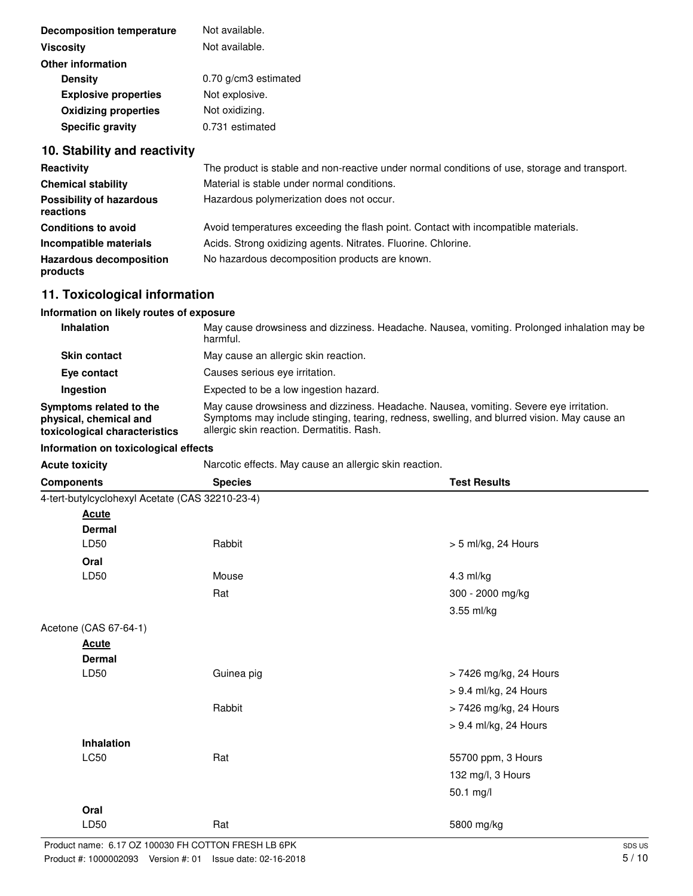| | |
|---|---|
| **Decomposition temperature** | Not available. |
| **Viscosity** | Not available. |
| **Other information** | |
| **Density** | 0.70 g/cm3 estimated |
| **Explosive properties** | Not explosive. |
| **Oxidizing properties** | Not oxidizing. |
| **Specific gravity** | 0.731 estimated |

## 10. Stability and reactivity

| | |
|---|---|
| **Reactivity** | The product is stable and non-reactive under normal conditions of use, storage and transport. |
| **Chemical stability** | Material is stable under normal conditions. |
| **Possibility of hazardous reactions** | Hazardous polymerization does not occur. |
| **Conditions to avoid** | Avoid temperatures exceeding the flash point. Contact with incompatible materials. |
| **Incompatible materials** | Acids. Strong oxidizing agents. Nitrates. Fluorine. Chlorine. |
| **Hazardous decomposition products** | No hazardous decomposition products are known. |

## 11. Toxicological information

**Information on likely routes of exposure**

| | |
|---|---|
| **Inhalation** | May cause drowsiness and dizziness. Headache. Nausea, vomiting. Prolonged inhalation may be harmful. |
| **Skin contact** | May cause an allergic skin reaction. |
| **Eye contact** | Causes serious eye irritation. |
| **Ingestion** | Expected to be a low ingestion hazard. |
| **Symptoms related to the physical, chemical and toxicological characteristics** | May cause drowsiness and dizziness. Headache. Nausea, vomiting. Severe eye irritation. Symptoms may include stinging, tearing, redness, swelling, and blurred vision. May cause an allergic skin reaction. Dermatitis. Rash. |

**Information on toxicological effects**

**Acute toxicity** Narcotic effects. May cause an allergic skin reaction.

| Components | Species | Test Results |
|---|---|---|
| 4-tert-butylcyclohexyl Acetate (CAS 32210-23-4) | | |
| **Acute** | | |
| **Dermal** | | |
| LD50 | Rabbit | > 5 ml/kg, 24 Hours |
| **Oral** | | |
| LD50 | Mouse | 4.3 ml/kg |
| | Rat | 300 - 2000 mg/kg |
| | | 3.55 ml/kg |
| Acetone (CAS 67-64-1) | | |
| **Acute** | | |
| **Dermal** | | |
| LD50 | Guinea pig | > 7426 mg/kg, 24 Hours |
| | | > 9.4 ml/kg, 24 Hours |
| | Rabbit | > 7426 mg/kg, 24 Hours |
| | | > 9.4 ml/kg, 24 Hours |
| **Inhalation** | | |
| LC50 | Rat | 55700 ppm, 3 Hours |
| | | 132 mg/l, 3 Hours |
| | | 50.1 mg/l |
| **Oral** | | |
| LD50 | Rat | 5800 mg/kg |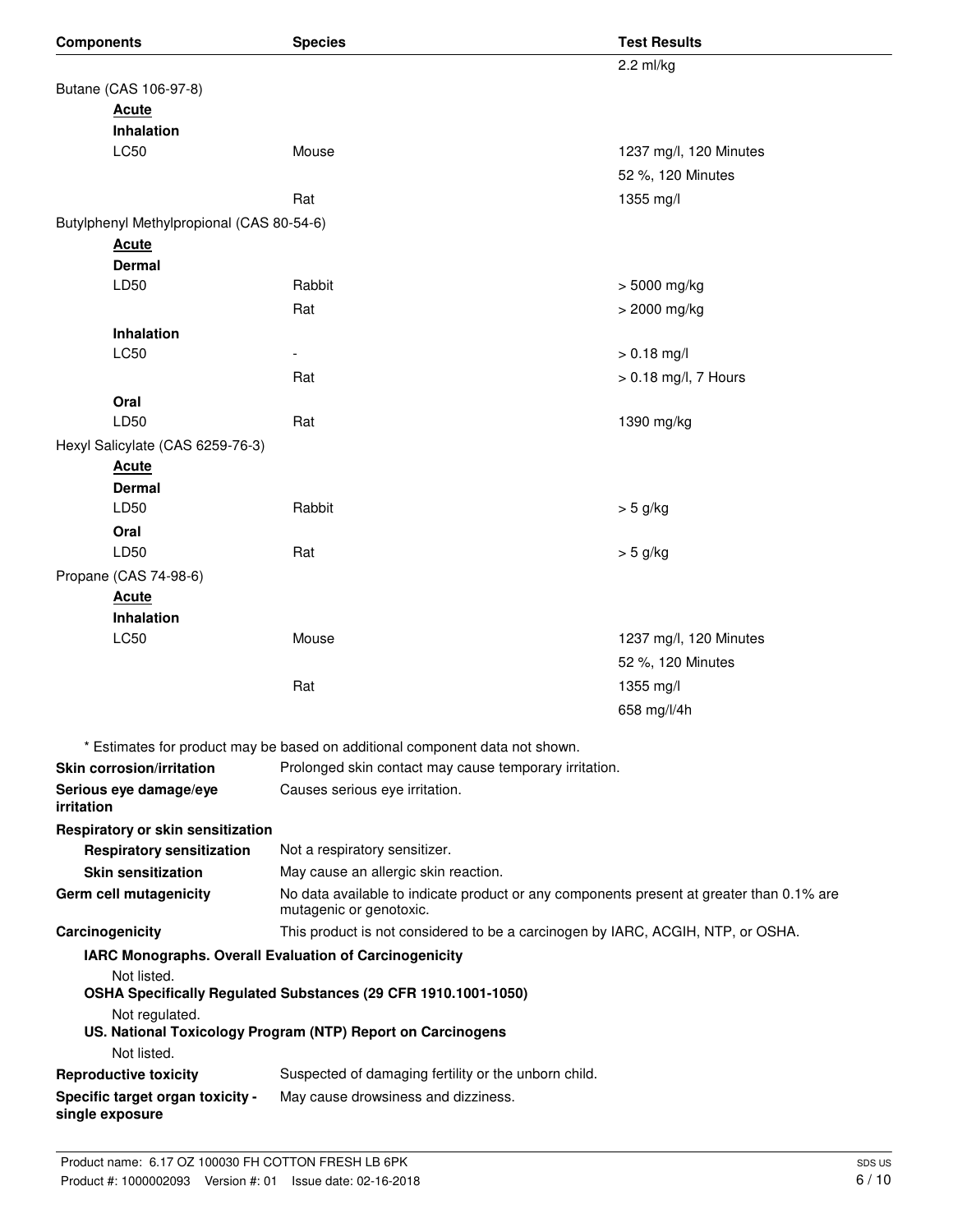| Components | Species | Test Results |
|---|---|---|
| | | 2.2 ml/kg |
| Butane (CAS 106-97-8) | | |
| **Acute** | | |
| **Inhalation** | | |
| LC50 | Mouse | 1237 mg/l, 120 Minutes |
| | | 52 %, 120 Minutes |
| | Rat | 1355 mg/l |
| Butylphenyl Methylpropional (CAS 80-54-6) | | |
| **Acute** | | |
| **Dermal** | | |
| LD50 | Rabbit | > 5000 mg/kg |
| | Rat | > 2000 mg/kg |
| **Inhalation** | | |
| LC50 | - | > 0.18 mg/l |
| | Rat | > 0.18 mg/l, 7 Hours |
| **Oral** | | |
| LD50 | Rat | 1390 mg/kg |
| Hexyl Salicylate (CAS 6259-76-3) | | |
| **Acute** | | |
| **Dermal** | | |
| LD50 | Rabbit | > 5 g/kg |
| **Oral** | | |
| LD50 | Rat | > 5 g/kg |
| Propane (CAS 74-98-6) | | |
| **Acute** | | |
| **Inhalation** | | |
| LC50 | Mouse | 1237 mg/l, 120 Minutes |
| | | 52 %, 120 Minutes |
| | Rat | 1355 mg/l |
| | | 658 mg/l/4h |

\* Estimates for product may be based on additional component data not shown.

**Skin corrosion/irritation** Prolonged skin contact may cause temporary irritation.

**Serious eye damage/eye irritation** Causes serious eye irritation.

**Respiratory or skin sensitization**

**Respiratory sensitization** Not a respiratory sensitizer.

**Skin sensitization** May cause an allergic skin reaction.

**Germ cell mutagenicity** No data available to indicate product or any components present at greater than 0.1% are mutagenic or genotoxic.

**Carcinogenicity** This product is not considered to be a carcinogen by IARC, ACGIH, NTP, or OSHA.

**IARC Monographs. Overall Evaluation of Carcinogenicity**

Not listed.

**OSHA Specifically Regulated Substances (29 CFR 1910.1001-1050)**

Not regulated.

**US. National Toxicology Program (NTP) Report on Carcinogens**

Not listed.

**Reproductive toxicity** Suspected of damaging fertility or the unborn child.

**Specific target organ toxicity - single exposure** May cause drowsiness and dizziness.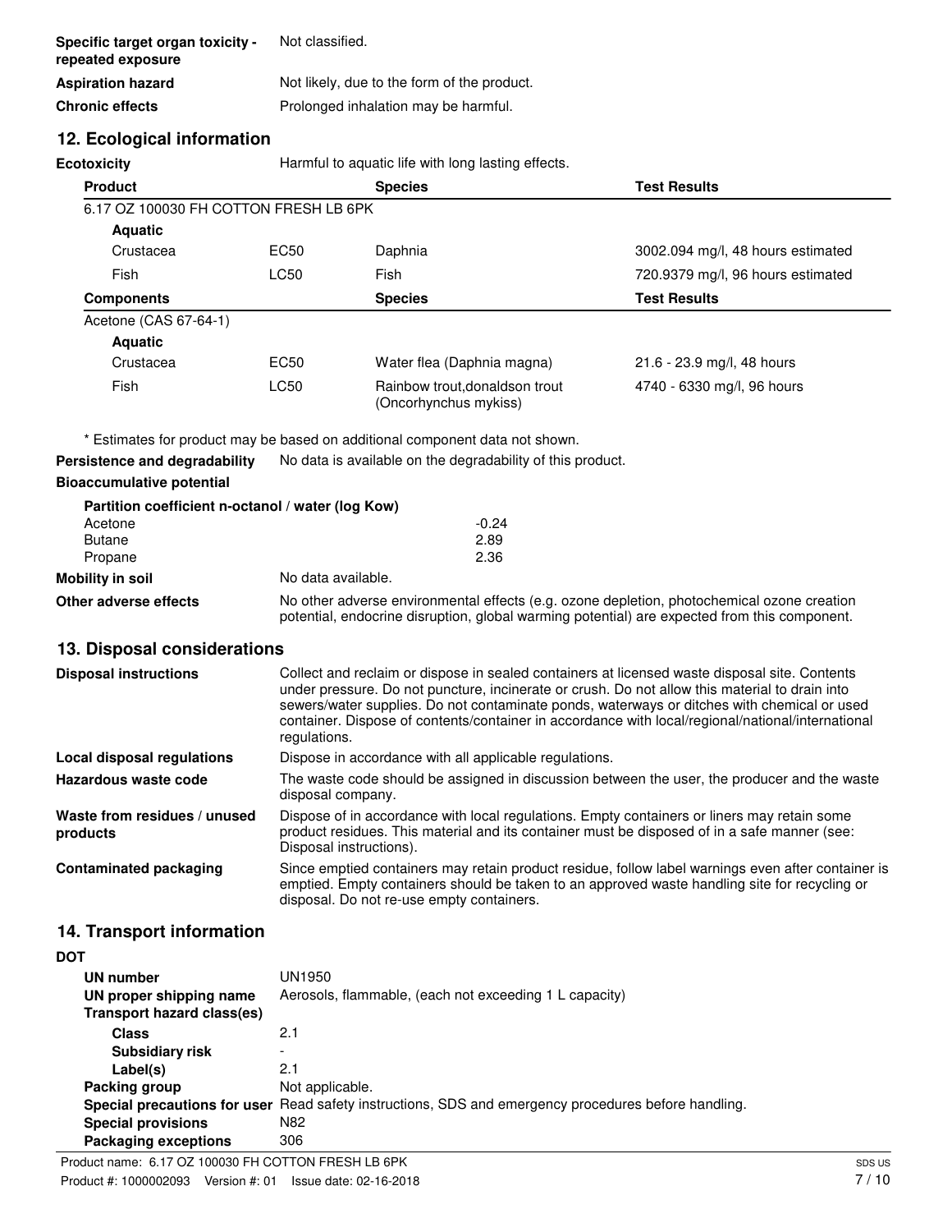| | |
|---|---|
| **Specific target organ toxicity - repeated exposure** | Not classified. |
| **Aspiration hazard** | Not likely, due to the form of the product. |
| **Chronic effects** | Prolonged inhalation may be harmful. |

## 12. Ecological information

**Ecotoxicity** Harmful to aquatic life with long lasting effects.

| Product | | Species | Test Results |
|---|---|---|---|
| 6.17 OZ 100030 FH COTTON FRESH LB 6PK | | | |
| **Aquatic** | | | |
| Crustacea | EC50 | Daphnia | 3002.094 mg/l, 48 hours estimated |
| Fish | LC50 | Fish | 720.9379 mg/l, 96 hours estimated |
| **Components** | | **Species** | **Test Results** |
| Acetone (CAS 67-64-1) | | | |
| **Aquatic** | | | |
| Crustacea | EC50 | Water flea (Daphnia magna) | 21.6 - 23.9 mg/l, 48 hours |
| Fish | LC50 | Rainbow trout,donaldson trout (Oncorhynchus mykiss) | 4740 - 6330 mg/l, 96 hours |

* Estimates for product may be based on additional component data not shown.

**Persistence and degradability** No data is available on the degradability of this product.

**Bioaccumulative potential**

**Partition coefficient n-octanol / water (log Kow)**

| | |
|---|---|
| Acetone | -0.24 |
| Butane | 2.89 |
| Propane | 2.36 |

**Mobility in soil** No data available.

**Other adverse effects** No other adverse environmental effects (e.g. ozone depletion, photochemical ozone creation potential, endocrine disruption, global warming potential) are expected from this component.

## 13. Disposal considerations

**Disposal instructions** Collect and reclaim or dispose in sealed containers at licensed waste disposal site. Contents under pressure. Do not puncture, incinerate or crush. Do not allow this material to drain into sewers/water supplies. Do not contaminate ponds, waterways or ditches with chemical or used container. Dispose of contents/container in accordance with local/regional/national/international regulations.

**Local disposal regulations** Dispose in accordance with all applicable regulations.

**Hazardous waste code** The waste code should be assigned in discussion between the user, the producer and the waste disposal company.

**Waste from residues / unused products** Dispose of in accordance with local regulations. Empty containers or liners may retain some product residues. This material and its container must be disposed of in a safe manner (see: Disposal instructions).

**Contaminated packaging** Since emptied containers may retain product residue, follow label warnings even after container is emptied. Empty containers should be taken to an approved waste handling site for recycling or disposal. Do not re-use empty containers.

## 14. Transport information

**DOT**

| | |
|---|---|
| **UN number** | UN1950 |
| **UN proper shipping name** | Aerosols, flammable, (each not exceeding 1 L capacity) |
| **Transport hazard class(es)** | |
| **Class** | 2.1 |
| **Subsidiary risk** | - |
| **Label(s)** | 2.1 |
| **Packing group** | Not applicable. |
| **Special precautions for user** | Read safety instructions, SDS and emergency procedures before handling. |
| **Special provisions** | N82 |
| **Packaging exceptions** | 306 |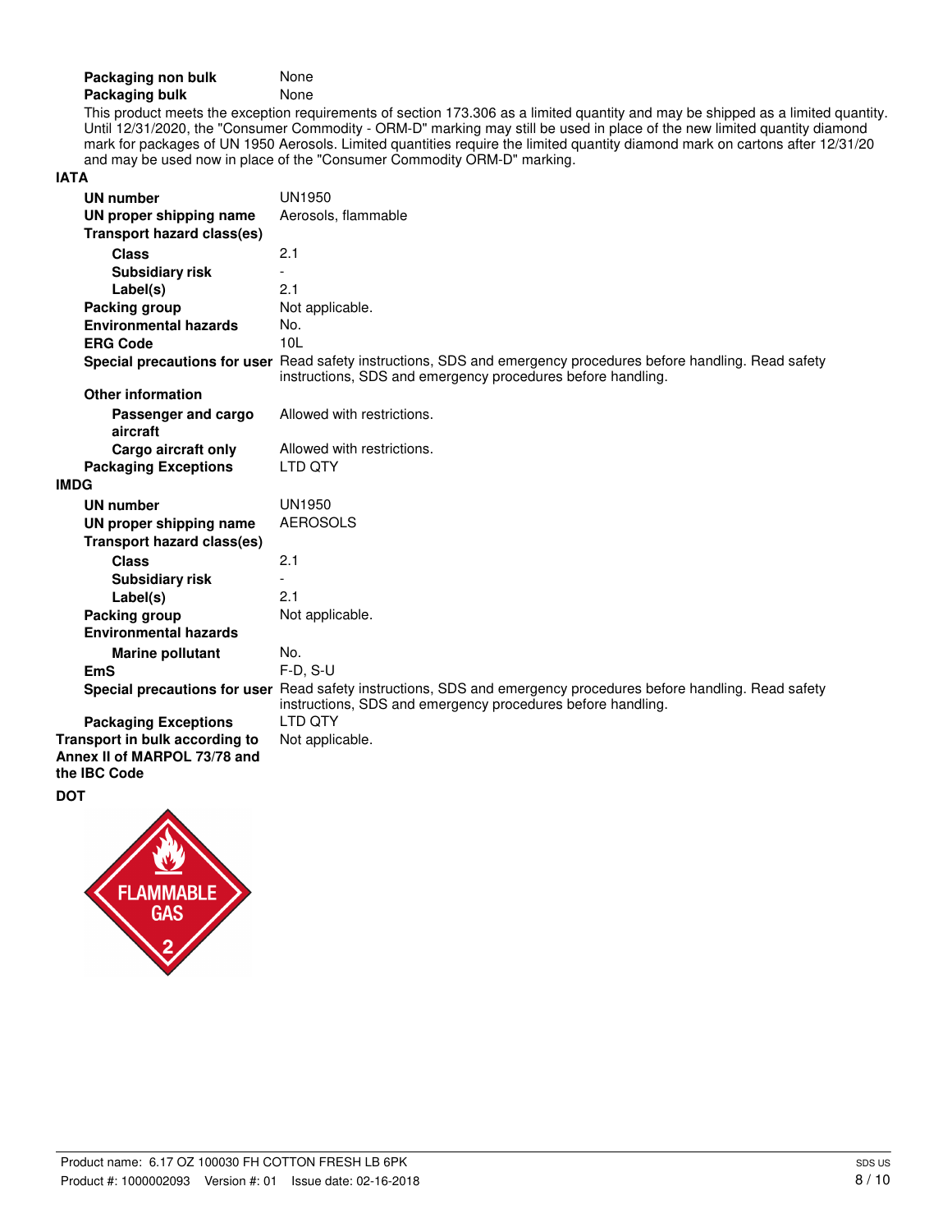**Packaging non bulk** None
**Packaging bulk** None

This product meets the exception requirements of section 173.306 as a limited quantity and may be shipped as a limited quantity. Until 12/31/2020, the "Consumer Commodity - ORM-D" marking may still be used in place of the new limited quantity diamond mark for packages of UN 1950 Aerosols. Limited quantities require the limited quantity diamond mark on cartons after 12/31/20 and may be used now in place of the "Consumer Commodity ORM-D" marking.

**IATA**

| | |
|---|---|
| **UN number** | UN1950 |
| **UN proper shipping name** | Aerosols, flammable |
| **Transport hazard class(es)** | |
| **Class** | 2.1 |
| **Subsidiary risk** | - |
| **Label(s)** | 2.1 |
| **Packing group** | Not applicable. |
| **Environmental hazards** | No. |
| **ERG Code** | 10L |
| **Special precautions for user** | Read safety instructions, SDS and emergency procedures before handling. Read safety instructions, SDS and emergency procedures before handling. |
| **Other information** | |
| **Passenger and cargo aircraft** | Allowed with restrictions. |
| **Cargo aircraft only** | Allowed with restrictions. |
| **Packaging Exceptions** | LTD QTY |

**IMDG**

| | |
|---|---|
| **UN number** | UN1950 |
| **UN proper shipping name** | AEROSOLS |
| **Transport hazard class(es)** | |
| **Class** | 2.1 |
| **Subsidiary risk** | - |
| **Label(s)** | 2.1 |
| **Packing group** | Not applicable. |
| **Environmental hazards** | |
| **Marine pollutant** | No. |
| **EmS** | F-D, S-U |
| **Special precautions for user** | Read safety instructions, SDS and emergency procedures before handling. Read safety instructions, SDS and emergency procedures before handling. |
| **Packaging Exceptions** | LTD QTY |

**Transport in bulk according to Annex II of MARPOL 73/78 and the IBC Code** Not applicable.

**DOT**

FLAMMABLE GAS 2

Product name: 6.17 OZ 100030 FH COTTON FRESH LB 6PK
Product #: 1000002093 Version #: 01 Issue date: 02-16-2018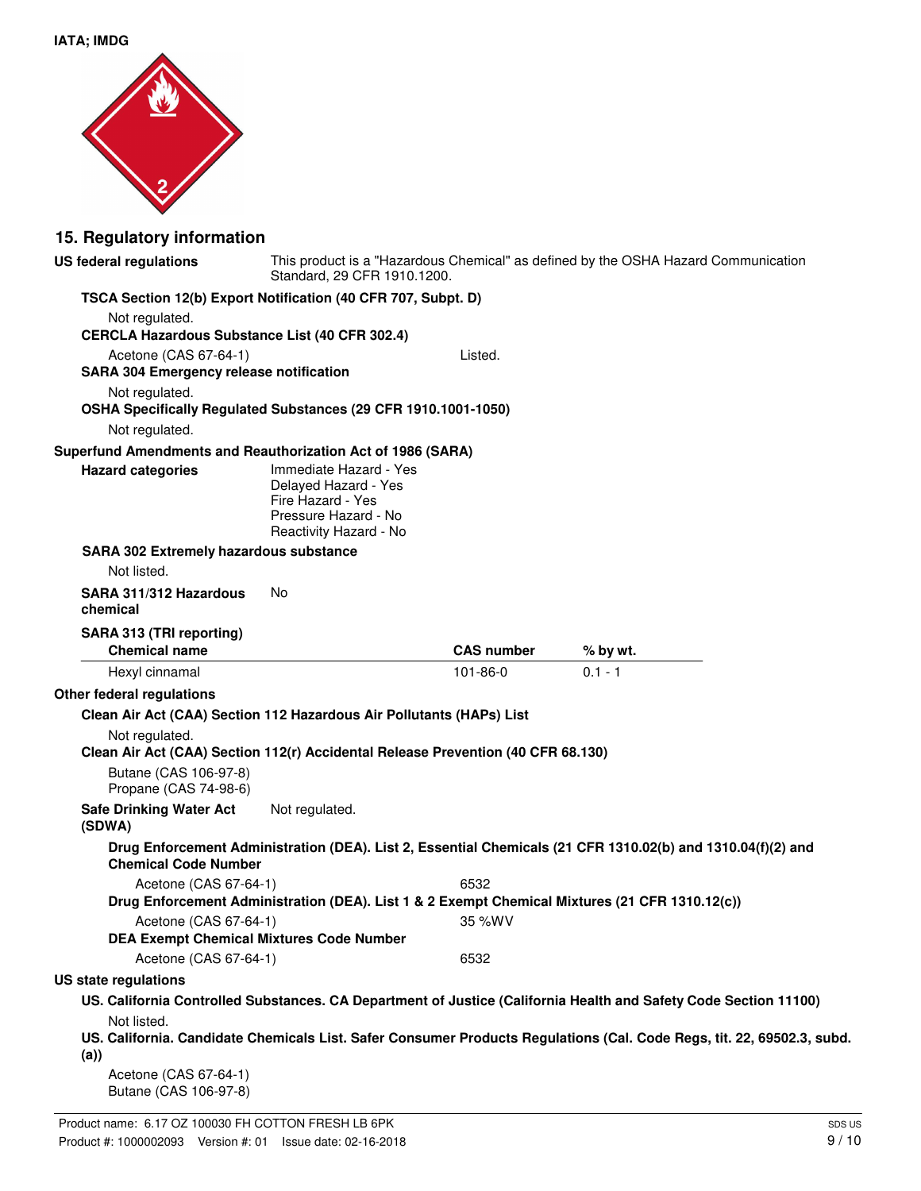**IATA; IMDG**

## 15. Regulatory information

**US federal regulations** This product is a "Hazardous Chemical" as defined by the OSHA Hazard Communication Standard, 29 CFR 1910.1200.

**TSCA Section 12(b) Export Notification (40 CFR 707, Subpt. D)**

Not regulated.

**CERCLA Hazardous Substance List (40 CFR 302.4)**

Acetone (CAS 67-64-1) Listed.

**SARA 304 Emergency release notification**

Not regulated.

**OSHA Specifically Regulated Substances (29 CFR 1910.1001-1050)**

Not regulated.

**Superfund Amendments and Reauthorization Act of 1986 (SARA)**

**Hazard categories**

Immediate Hazard - Yes
Delayed Hazard - Yes
Fire Hazard - Yes
Pressure Hazard - No
Reactivity Hazard - No

**SARA 302 Extremely hazardous substance**

Not listed.

**SARA 311/312 Hazardous chemical** No

**SARA 313 (TRI reporting)**

| Chemical name | CAS number | % by wt. |
| --- | --- | --- |
| Hexyl cinnamal | 101-86-0 | 0.1 - 1 |

**Other federal regulations**

**Clean Air Act (CAA) Section 112 Hazardous Air Pollutants (HAPs) List**

Not regulated.

**Clean Air Act (CAA) Section 112(r) Accidental Release Prevention (40 CFR 68.130)**

Butane (CAS 106-97-8)
Propane (CAS 74-98-6)

**Safe Drinking Water Act (SDWA)** Not regulated.

**Drug Enforcement Administration (DEA). List 2, Essential Chemicals (21 CFR 1310.02(b) and 1310.04(f)(2) and Chemical Code Number**

Acetone (CAS 67-64-1) 6532

**Drug Enforcement Administration (DEA). List 1 & 2 Exempt Chemical Mixtures (21 CFR 1310.12(c))**

Acetone (CAS 67-64-1) 35 %WV

**DEA Exempt Chemical Mixtures Code Number**

Acetone (CAS 67-64-1) 6532

**US state regulations**

**US. California Controlled Substances. CA Department of Justice (California Health and Safety Code Section 11100)**

Not listed.

**US. California. Candidate Chemicals List. Safer Consumer Products Regulations (Cal. Code Regs, tit. 22, 69502.3, subd. (a))**

Acetone (CAS 67-64-1)
Butane (CAS 106-97-8)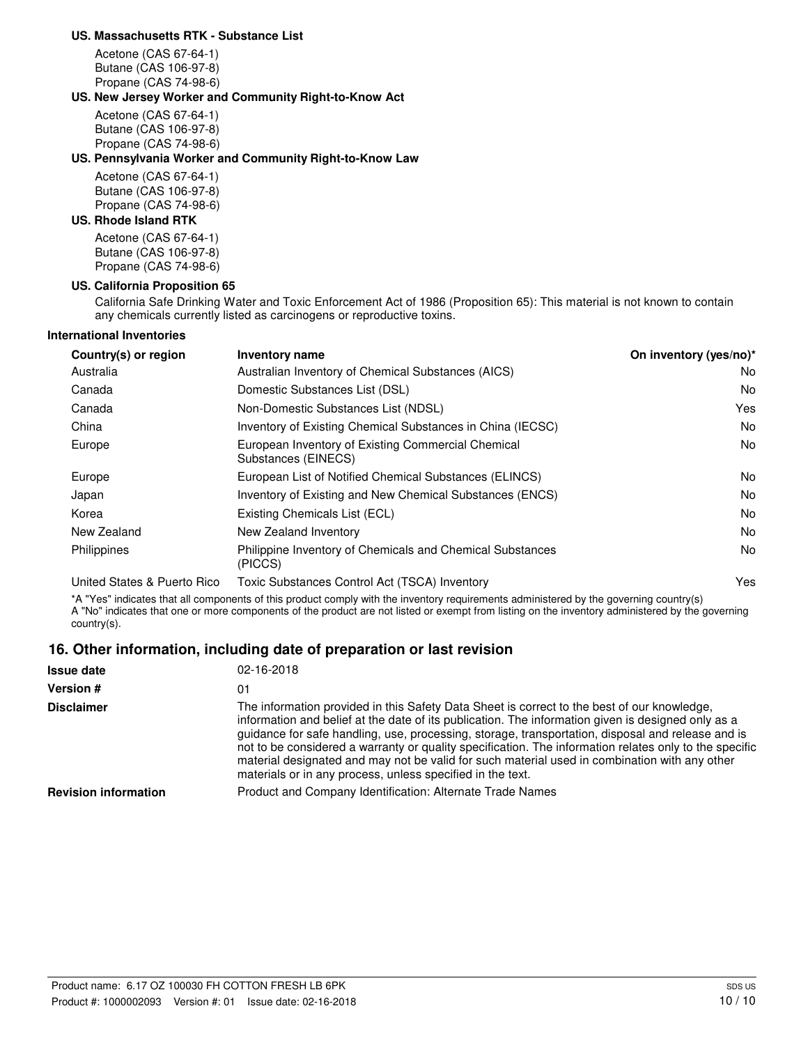**US. Massachusetts RTK - Substance List**

Acetone (CAS 67-64-1)
Butane (CAS 106-97-8)
Propane (CAS 74-98-6)

**US. New Jersey Worker and Community Right-to-Know Act**

Acetone (CAS 67-64-1)
Butane (CAS 106-97-8)
Propane (CAS 74-98-6)

**US. Pennsylvania Worker and Community Right-to-Know Law**

Acetone (CAS 67-64-1)
Butane (CAS 106-97-8)
Propane (CAS 74-98-6)

**US. Rhode Island RTK**

Acetone (CAS 67-64-1)
Butane (CAS 106-97-8)
Propane (CAS 74-98-6)

**US. California Proposition 65**

California Safe Drinking Water and Toxic Enforcement Act of 1986 (Proposition 65): This material is not known to contain any chemicals currently listed as carcinogens or reproductive toxins.

**International Inventories**

| Country(s) or region | Inventory name | On inventory (yes/no)* |
|---|---|---|
| Australia | Australian Inventory of Chemical Substances (AICS) | No |
| Canada | Domestic Substances List (DSL) | No |
| Canada | Non-Domestic Substances List (NDSL) | Yes |
| China | Inventory of Existing Chemical Substances in China (IECSC) | No |
| Europe | European Inventory of Existing Commercial Chemical Substances (EINECS) | No |
| Europe | European List of Notified Chemical Substances (ELINCS) | No |
| Japan | Inventory of Existing and New Chemical Substances (ENCS) | No |
| Korea | Existing Chemicals List (ECL) | No |
| New Zealand | New Zealand Inventory | No |
| Philippines | Philippine Inventory of Chemicals and Chemical Substances (PICCS) | No |
| United States & Puerto Rico | Toxic Substances Control Act (TSCA) Inventory | Yes |

*A "Yes" indicates that all components of this product comply with the inventory requirements administered by the governing country(s)
A "No" indicates that one or more components of the product are not listed or exempt from listing on the inventory administered by the governing country(s).

## 16. Other information, including date of preparation or last revision

**Issue date** 02-16-2018

**Version #** 01

**Disclaimer** The information provided in this Safety Data Sheet is correct to the best of our knowledge, information and belief at the date of its publication. The information given is designed only as a guidance for safe handling, use, processing, storage, transportation, disposal and release and is not to be considered a warranty or quality specification. The information relates only to the specific material designated and may not be valid for such material used in combination with any other materials or in any process, unless specified in the text.

**Revision information** Product and Company Identification: Alternate Trade Names

Product name: 6.17 OZ 100030 FH COTTON FRESH LB 6PK
Product #: 1000002093 Version #: 01 Issue date: 02-16-2018